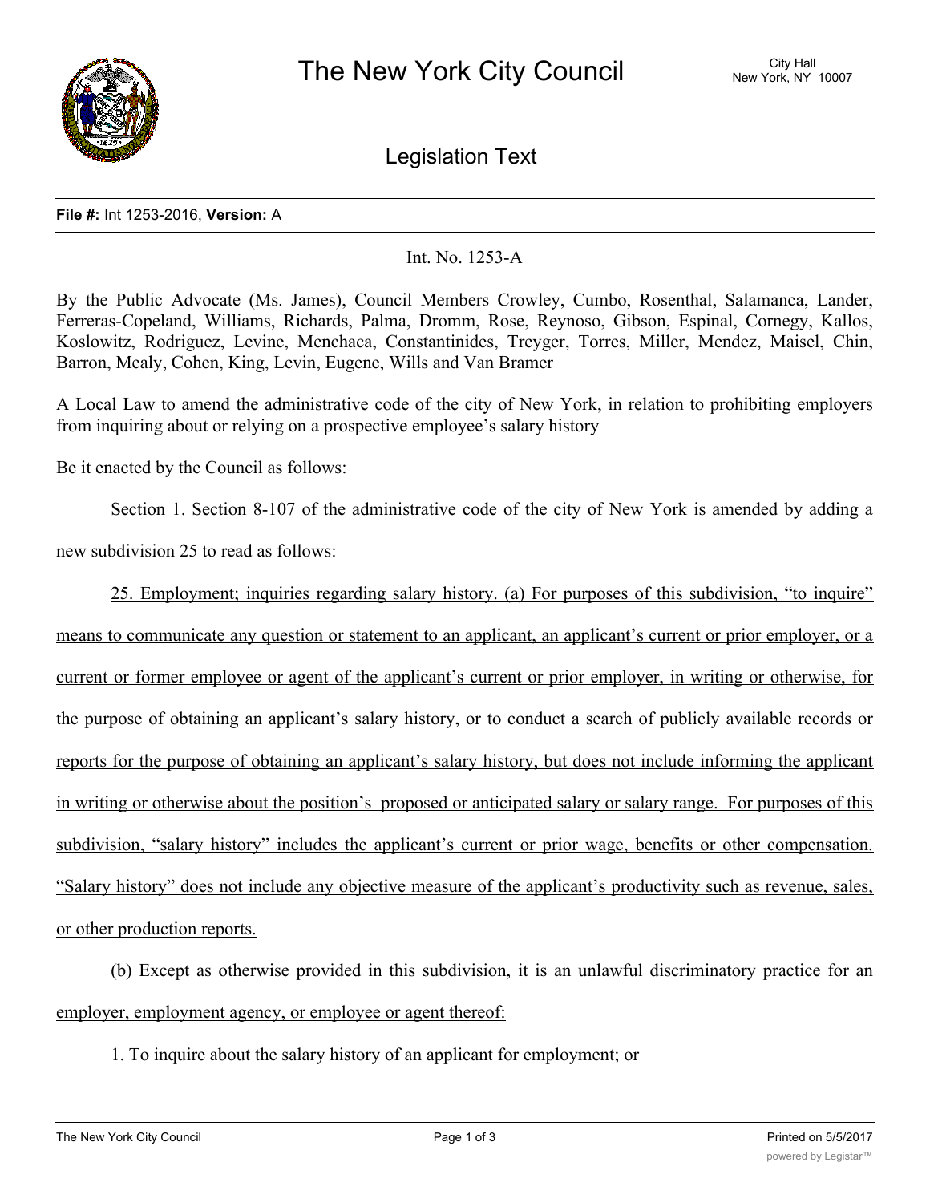# The New York City Council

City Hall
New York, NY 10007

## Legislation Text

**File #:** Int 1253-2016, **Version:** A

Int. No. 1253-A

By the Public Advocate (Ms. James), Council Members Crowley, Cumbo, Rosenthal, Salamanca, Lander, Ferreras-Copeland, Williams, Richards, Palma, Dromm, Rose, Reynoso, Gibson, Espinal, Cornegy, Kallos, Koslowitz, Rodriguez, Levine, Menchaca, Constantinides, Treyger, Torres, Miller, Mendez, Maisel, Chin, Barron, Mealy, Cohen, King, Levin, Eugene, Wills and Van Bramer

A Local Law to amend the administrative code of the city of New York, in relation to prohibiting employers from inquiring about or relying on a prospective employee's salary history

<u>Be it enacted by the Council as follows:</u>

Section 1. Section 8-107 of the administrative code of the city of New York is amended by adding a new subdivision 25 to read as follows:

<u>25. Employment; inquiries regarding salary history. (a) For purposes of this subdivision, "to inquire" means to communicate any question or statement to an applicant, an applicant's current or prior employer, or a current or former employee or agent of the applicant's current or prior employer, in writing or otherwise, for the purpose of obtaining an applicant's salary history, or to conduct a search of publicly available records or reports for the purpose of obtaining an applicant's salary history, but does not include informing the applicant in writing or otherwise about the position's proposed or anticipated salary or salary range. For purposes of this subdivision, "salary history" includes the applicant's current or prior wage, benefits or other compensation. "Salary history" does not include any objective measure of the applicant's productivity such as revenue, sales, or other production reports.</u>

<u>(b) Except as otherwise provided in this subdivision, it is an unlawful discriminatory practice for an employer, employment agency, or employee or agent thereof:</u>

<u>1. To inquire about the salary history of an applicant for employment; or</u>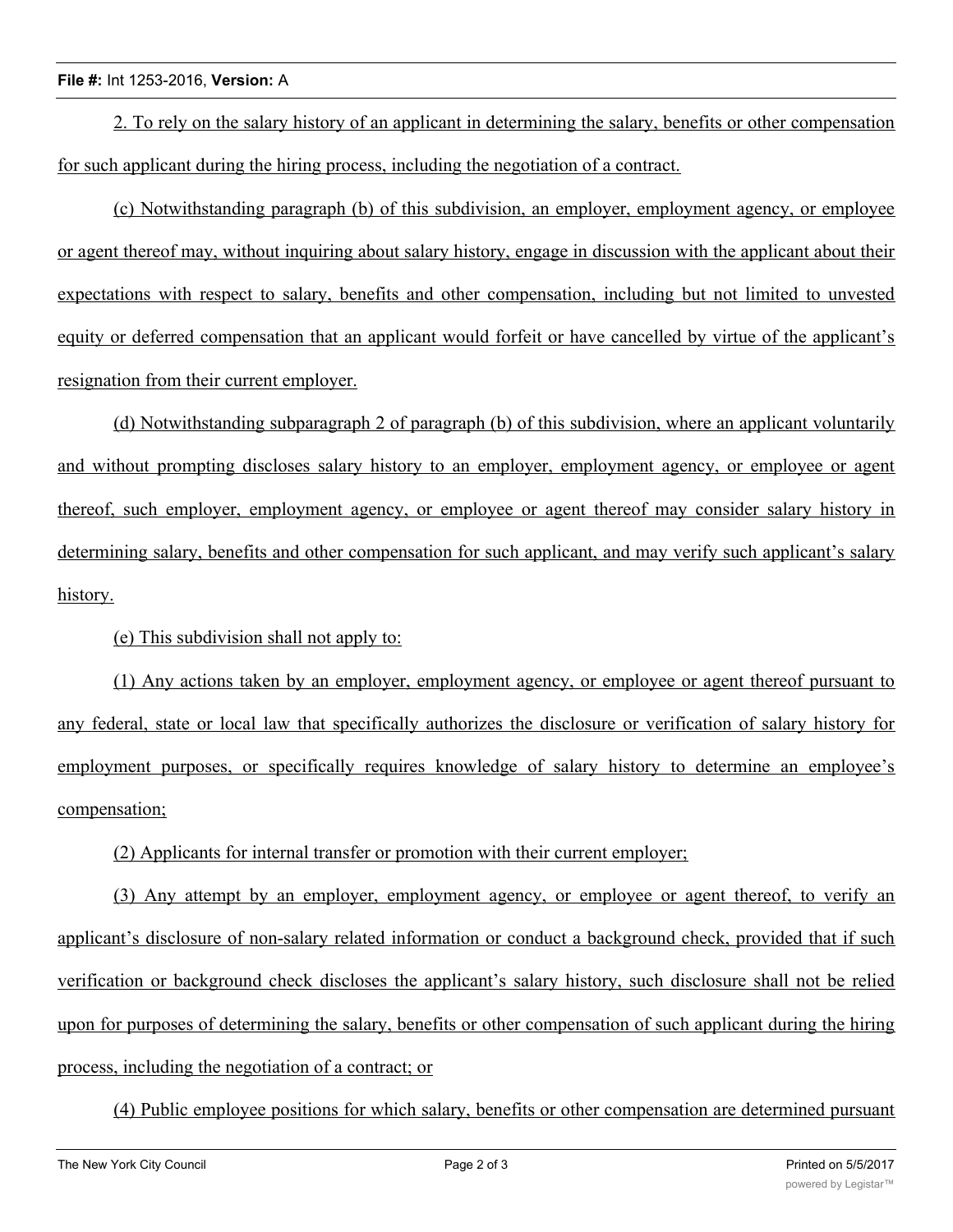2. To rely on the salary history of an applicant in determining the salary, benefits or other compensation for such applicant during the hiring process, including the negotiation of a contract.

(c) Notwithstanding paragraph (b) of this subdivision, an employer, employment agency, or employee or agent thereof may, without inquiring about salary history, engage in discussion with the applicant about their expectations with respect to salary, benefits and other compensation, including but not limited to unvested equity or deferred compensation that an applicant would forfeit or have cancelled by virtue of the applicant's resignation from their current employer.

(d) Notwithstanding subparagraph 2 of paragraph (b) of this subdivision, where an applicant voluntarily and without prompting discloses salary history to an employer, employment agency, or employee or agent thereof, such employer, employment agency, or employee or agent thereof may consider salary history in determining salary, benefits and other compensation for such applicant, and may verify such applicant's salary history.

(e) This subdivision shall not apply to:

(1) Any actions taken by an employer, employment agency, or employee or agent thereof pursuant to any federal, state or local law that specifically authorizes the disclosure or verification of salary history for employment purposes, or specifically requires knowledge of salary history to determine an employee's compensation;

(2) Applicants for internal transfer or promotion with their current employer;

(3) Any attempt by an employer, employment agency, or employee or agent thereof, to verify an applicant's disclosure of non-salary related information or conduct a background check, provided that if such verification or background check discloses the applicant's salary history, such disclosure shall not be relied upon for purposes of determining the salary, benefits or other compensation of such applicant during the hiring process, including the negotiation of a contract; or

(4) Public employee positions for which salary, benefits or other compensation are determined pursuant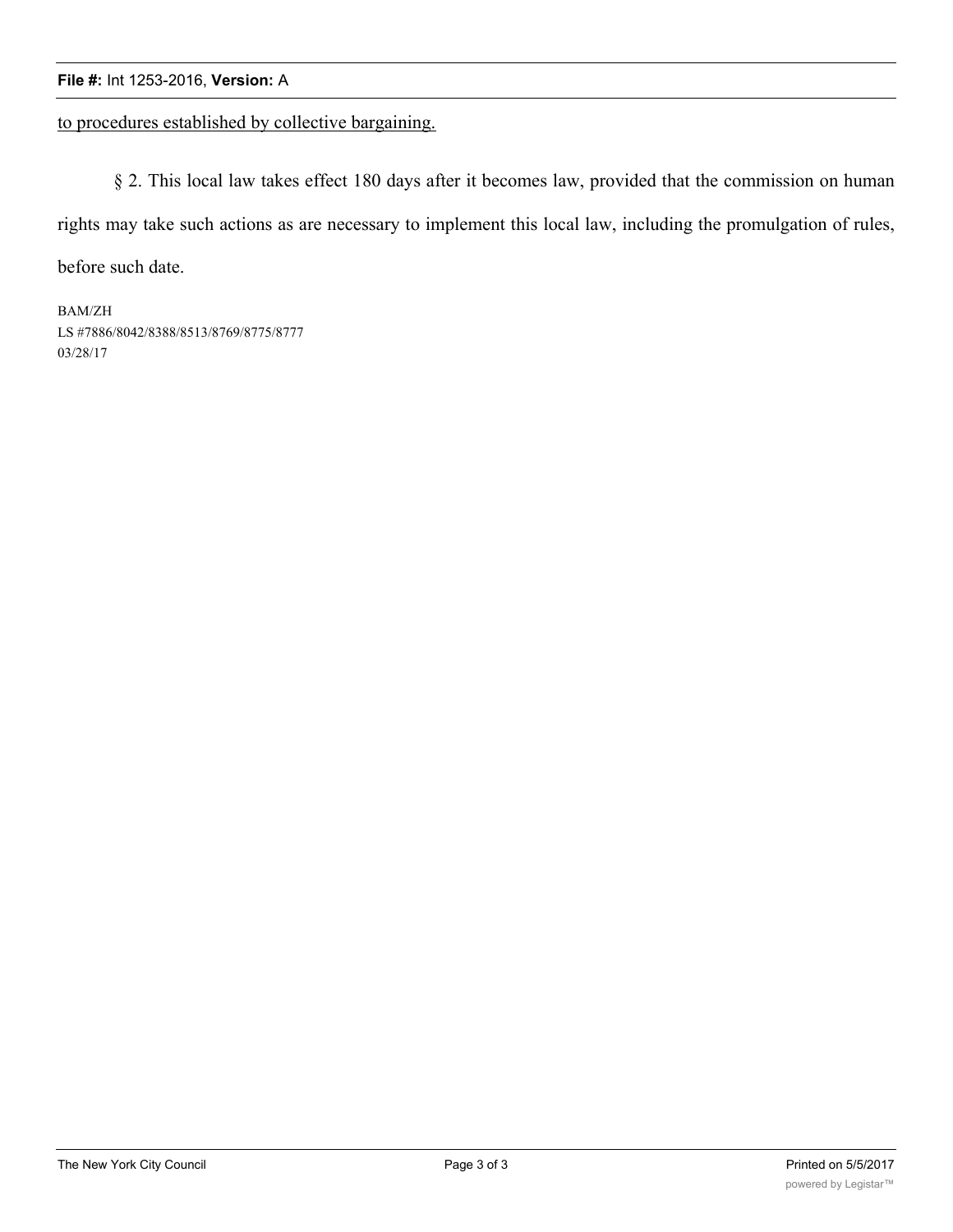<u>to procedures established by collective bargaining.</u>

§ 2. This local law takes effect 180 days after it becomes law, provided that the commission on human rights may take such actions as are necessary to implement this local law, including the promulgation of rules, before such date.

BAM/ZH
LS #7886/8042/8388/8513/8769/8775/8777
03/28/17